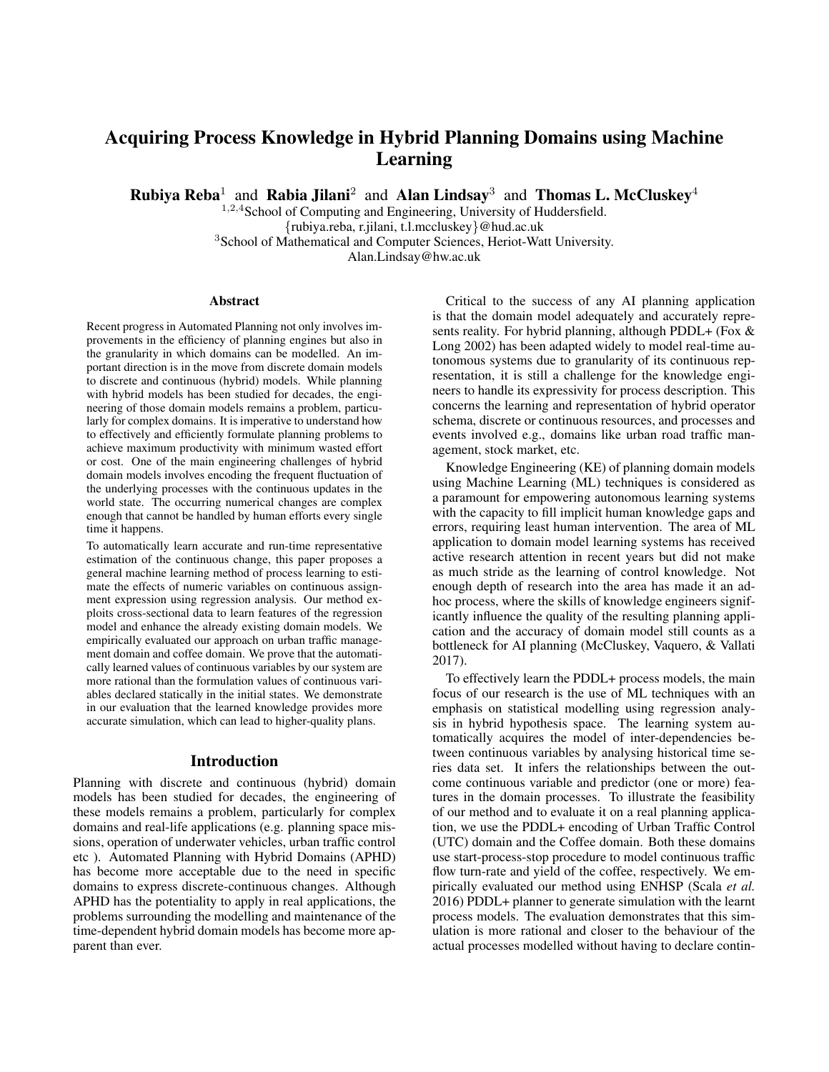# Acquiring Process Knowledge in Hybrid Planning Domains using Machine Learning

**Rubiya Reba**[1] and **Rabia Jilani**[2] and **Alan Lindsay**[3] and **Thomas L. McCluskey**[4]

[1,2,4]School of Computing and Engineering, University of Huddersfield.
{rubiya.reba, r.jilani, t.l.mccluskey}@hud.ac.uk
[3]School of Mathematical and Computer Sciences, Heriot-Watt University.
Alan.Lindsay@hw.ac.uk

## Abstract

Recent progress in Automated Planning not only involves improvements in the efficiency of planning engines but also in the granularity in which domains can be modelled. An important direction is in the move from discrete domain models to discrete and continuous (hybrid) models. While planning with hybrid models has been studied for decades, the engineering of those domain models remains a problem, particularly for complex domains. It is imperative to understand how to effectively and efficiently formulate planning problems to achieve maximum productivity with minimum wasted effort or cost. One of the main engineering challenges of hybrid domain models involves encoding the frequent fluctuation of the underlying processes with the continuous updates in the world state. The occurring numerical changes are complex enough that cannot be handled by human efforts every single time it happens.

To automatically learn accurate and run-time representative estimation of the continuous change, this paper proposes a general machine learning method of process learning to estimate the effects of numeric variables on continuous assignment expression using regression analysis. Our method exploits cross-sectional data to learn features of the regression model and enhance the already existing domain models. We empirically evaluated our approach on urban traffic management domain and coffee domain. We prove that the automatically learned values of continuous variables by our system are more rational than the formulation values of continuous variables declared statically in the initial states. We demonstrate in our evaluation that the learned knowledge provides more accurate simulation, which can lead to higher-quality plans.

## Introduction

Planning with discrete and continuous (hybrid) domain models has been studied for decades, the engineering of these models remains a problem, particularly for complex domains and real-life applications (e.g. planning space missions, operation of underwater vehicles, urban traffic control etc ). Automated Planning with Hybrid Domains (APHD) has become more acceptable due to the need in specific domains to express discrete-continuous changes. Although APHD has the potentiality to apply in real applications, the problems surrounding the modelling and maintenance of the time-dependent hybrid domain models has become more apparent than ever.

Critical to the success of any AI planning application is that the domain model adequately and accurately represents reality. For hybrid planning, although PDDL+ (Fox & Long 2002) has been adapted widely to model real-time autonomous systems due to granularity of its continuous representation, it is still a challenge for the knowledge engineers to handle its expressivity for process description. This concerns the learning and representation of hybrid operator schema, discrete or continuous resources, and processes and events involved e.g., domains like urban road traffic management, stock market, etc.

Knowledge Engineering (KE) of planning domain models using Machine Learning (ML) techniques is considered as a paramount for empowering autonomous learning systems with the capacity to fill implicit human knowledge gaps and errors, requiring least human intervention. The area of ML application to domain model learning systems has received active research attention in recent years but did not make as much stride as the learning of control knowledge. Not enough depth of research into the area has made it an adhoc process, where the skills of knowledge engineers significantly influence the quality of the resulting planning application and the accuracy of domain model still counts as a bottleneck for AI planning (McCluskey, Vaquero, & Vallati 2017).

To effectively learn the PDDL+ process models, the main focus of our research is the use of ML techniques with an emphasis on statistical modelling using regression analysis in hybrid hypothesis space. The learning system automatically acquires the model of inter-dependencies between continuous variables by analysing historical time series data set. It infers the relationships between the outcome continuous variable and predictor (one or more) features in the domain processes. To illustrate the feasibility of our method and to evaluate it on a real planning application, we use the PDDL+ encoding of Urban Traffic Control (UTC) domain and the Coffee domain. Both these domains use start-process-stop procedure to model continuous traffic flow turn-rate and yield of the coffee, respectively. We empirically evaluated our method using ENHSP (Scala *et al.* 2016) PDDL+ planner to generate simulation with the learnt process models. The evaluation demonstrates that this simulation is more rational and closer to the behaviour of the actual processes modelled without having to declare contin-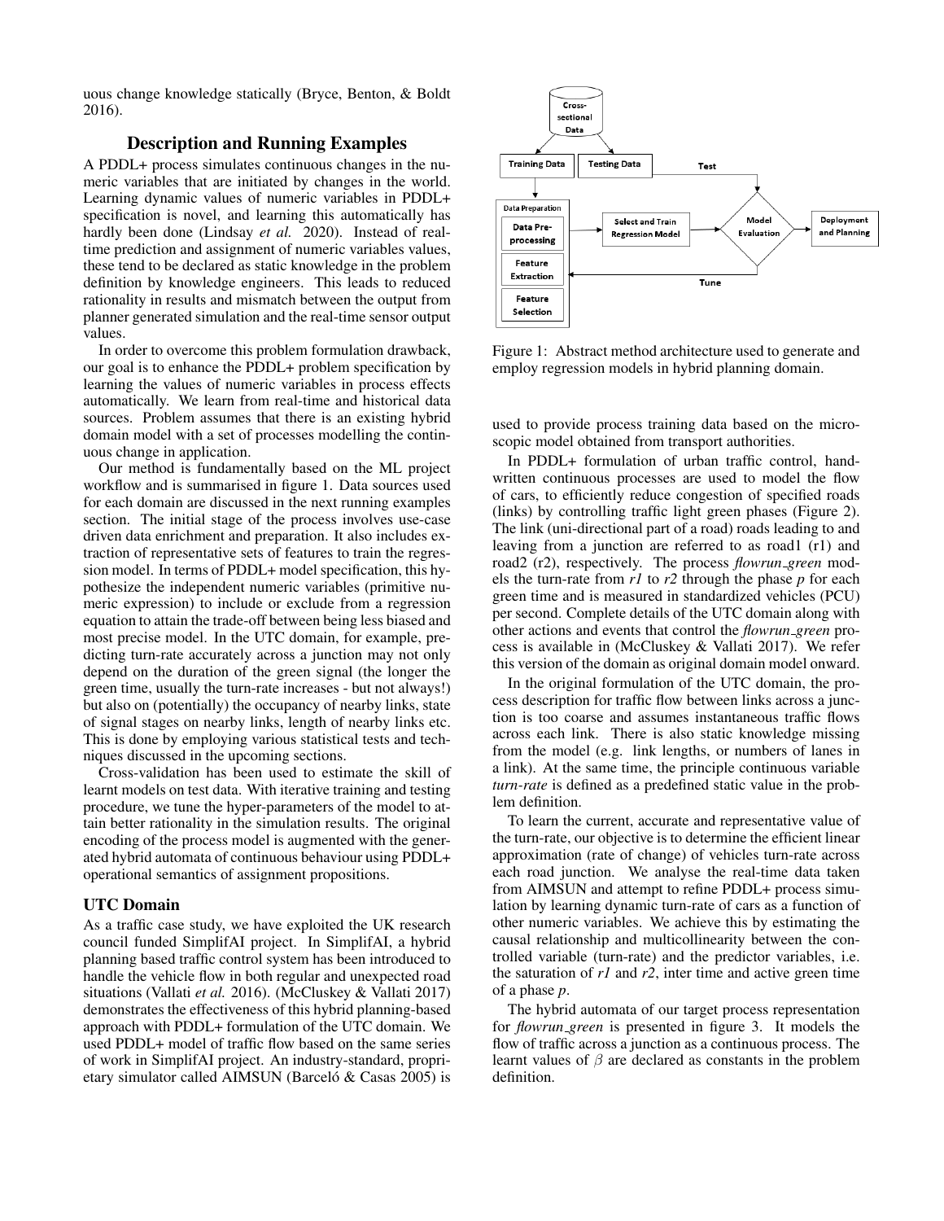uous change knowledge statically (Bryce, Benton, & Boldt 2016).

## Description and Running Examples

A PDDL+ process simulates continuous changes in the numeric variables that are initiated by changes in the world. Learning dynamic values of numeric variables in PDDL+ specification is novel, and learning this automatically has hardly been done (Lindsay *et al.* 2020). Instead of real-time prediction and assignment of numeric variables values, these tend to be declared as static knowledge in the problem definition by knowledge engineers. This leads to reduced rationality in results and mismatch between the output from planner generated simulation and the real-time sensor output values.

In order to overcome this problem formulation drawback, our goal is to enhance the PDDL+ problem specification by learning the values of numeric variables in process effects automatically. We learn from real-time and historical data sources. Problem assumes that there is an existing hybrid domain model with a set of processes modelling the continuous change in application.

Our method is fundamentally based on the ML project workflow and is summarised in figure 1. Data sources used for each domain are discussed in the next running examples section. The initial stage of the process involves use-case driven data enrichment and preparation. It also includes extraction of representative sets of features to train the regression model. In terms of PDDL+ model specification, this hypothesize the independent numeric variables (primitive numeric expression) to include or exclude from a regression equation to attain the trade-off between being less biased and most precise model. In the UTC domain, for example, predicting turn-rate accurately across a junction may not only depend on the duration of the green signal (the longer the green time, usually the turn-rate increases - but not always!) but also on (potentially) the occupancy of nearby links, state of signal stages on nearby links, length of nearby links etc. This is done by employing various statistical tests and techniques discussed in the upcoming sections.

Cross-validation has been used to estimate the skill of learnt models on test data. With iterative training and testing procedure, we tune the hyper-parameters of the model to attain better rationality in the simulation results. The original encoding of the process model is augmented with the generated hybrid automata of continuous behaviour using PDDL+ operational semantics of assignment propositions.

### UTC Domain

As a traffic case study, we have exploited the UK research council funded SimplifAI project. In SimplifAI, a hybrid planning based traffic control system has been introduced to handle the vehicle flow in both regular and unexpected road situations (Vallati *et al.* 2016). (McCluskey & Vallati 2017) demonstrates the effectiveness of this hybrid planning-based approach with PDDL+ formulation of the UTC domain. We used PDDL+ model of traffic flow based on the same series of work in SimplifAI project. An industry-standard, proprietary simulator called AIMSUN (Barceló & Casas 2005) is used to provide process training data based on the microscopic model obtained from transport authorities.

Figure 1: Abstract method architecture used to generate and employ regression models in hybrid planning domain.

In PDDL+ formulation of urban traffic control, handwritten continuous processes are used to model the flow of cars, to efficiently reduce congestion of specified roads (links) by controlling traffic light green phases (Figure 2). The link (uni-directional part of a road) roads leading to and leaving from a junction are referred to as road1 (r1) and road2 (r2), respectively. The process *flowrun_green* models the turn-rate from *r1* to *r2* through the phase *p* for each green time and is measured in standardized vehicles (PCU) per second. Complete details of the UTC domain along with other actions and events that control the *flowrun_green* process is available in (McCluskey & Vallati 2017). We refer this version of the domain as original domain model onward.

In the original formulation of the UTC domain, the process description for traffic flow between links across a junction is too coarse and assumes instantaneous traffic flows across each link. There is also static knowledge missing from the model (e.g. link lengths, or numbers of lanes in a link). At the same time, the principle continuous variable *turn-rate* is defined as a predefined static value in the problem definition.

To learn the current, accurate and representative value of the turn-rate, our objective is to determine the efficient linear approximation (rate of change) of vehicles turn-rate across each road junction. We analyse the real-time data taken from AIMSUN and attempt to refine PDDL+ process simulation by learning dynamic turn-rate of cars as a function of other numeric variables. We achieve this by estimating the causal relationship and multicollinearity between the controlled variable (turn-rate) and the predictor variables, i.e. the saturation of *r1* and *r2*, inter time and active green time of a phase *p*.

The hybrid automata of our target process representation for *flowrun_green* is presented in figure 3. It models the flow of traffic across a junction as a continuous process. The learnt values of $\beta$ are declared as constants in the problem definition.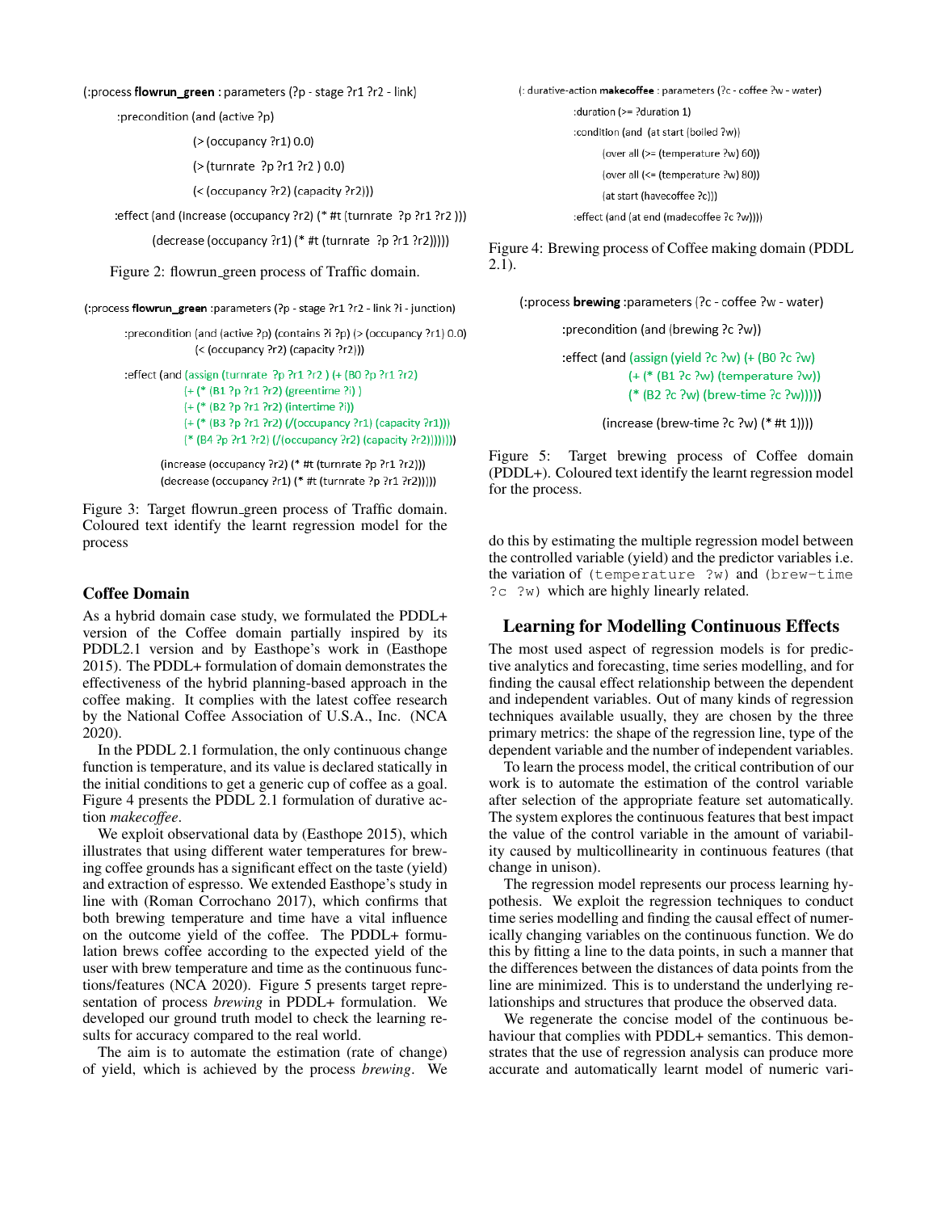```
(:process flowrun_green : parameters (?p - stage ?r1 ?r2 - link)
    :precondition (and (active ?p)
                       (> (occupancy ?r1) 0.0)
                       (> (turnrate ?p ?r1 ?r2 ) 0.0)
                       (< (occupancy ?r2) (capacity ?r2)))
    :effect (and (increase (occupancy ?r2) (* #t (turnrate ?p ?r1 ?r2 )))
             (decrease (occupancy ?r1) (* #t (turnrate ?p ?r1 ?r2)))))
```

Figure 2: flowrun_green process of Traffic domain.

```
(:process flowrun_green :parameters (?p - stage ?r1 ?r2 - link ?i - junction)
    :precondition (and (active ?p) (contains ?i ?p) (> (occupancy ?r1) 0.0)
                       (< (occupancy ?r2) (capacity ?r2)))
    :effect (and (assign (turnrate ?p ?r1 ?r2 ) (+ (B0 ?p ?r1 ?r2)
                 (+ (* (B1 ?p ?r1 ?r2) (greentime ?i) )
                 (+ (* (B2 ?p ?r1 ?r2) (intertime ?i))
                 (+ (* (B3 ?p ?r1 ?r2) (/(occupancy ?r1) (capacity ?r1)))
                 (* (B4 ?p ?r1 ?r2) (/(occupancy ?r2) (capacity ?r2))))))))
             (increase (occupancy ?r2) (* #t (turnrate ?p ?r1 ?r2)))
             (decrease (occupancy ?r1) (* #t (turnrate ?p ?r1 ?r2)))))
```

Figure 3: Target flowrun_green process of Traffic domain. Coloured text identify the learnt regression model for the process

## Coffee Domain

As a hybrid domain case study, we formulated the PDDL+ version of the Coffee domain partially inspired by its PDDL2.1 version and by Easthope's work in (Easthope 2015). The PDDL+ formulation of domain demonstrates the effectiveness of the hybrid planning-based approach in the coffee making. It complies with the latest coffee research by the National Coffee Association of U.S.A., Inc. (NCA 2020).

In the PDDL 2.1 formulation, the only continuous change function is temperature, and its value is declared statically in the initial conditions to get a generic cup of coffee as a goal. Figure 4 presents the PDDL 2.1 formulation of durative action *makecoffee*.

We exploit observational data by (Easthope 2015), which illustrates that using different water temperatures for brewing coffee grounds has a significant effect on the taste (yield) and extraction of espresso. We extended Easthope's study in line with (Roman Corrochano 2017), which confirms that both brewing temperature and time have a vital influence on the outcome yield of the coffee. The PDDL+ formulation brews coffee according to the expected yield of the user with brew temperature and time as the continuous functions/features (NCA 2020). Figure 5 presents target representation of process *brewing* in PDDL+ formulation. We developed our ground truth model to check the learning results for accuracy compared to the real world.

The aim is to automate the estimation (rate of change) of yield, which is achieved by the process *brewing*. We do this by estimating the multiple regression model between the controlled variable (yield) and the predictor variables i.e. the variation of `(temperature ?w)` and `(brew-time ?c ?w)` which are highly linearly related.

```
(: durative-action makecoffee : parameters (?c - coffee ?w - water)
    :duration (>= ?duration 1)
    :condition (and (at start (boiled ?w))
                    (over all (>= (temperature ?w) 60))
                    (over all (<= (temperature ?w) 80))
                    (at start (havecoffee ?c)))
    :effect (and (at end (madecoffee ?c ?w))))
```

Figure 4: Brewing process of Coffee making domain (PDDL 2.1).

```
(:process brewing :parameters (?c - coffee ?w - water)
    :precondition (and (brewing ?c ?w))
    :effect (and (assign (yield ?c ?w) (+ (B0 ?c ?w)
                 (+ (* (B1 ?c ?w) (temperature ?w))
                 (* (B2 ?c ?w) (brew-time ?c ?w)))))
             (increase (brew-time ?c ?w) (* #t 1))))
```

Figure 5: Target brewing process of Coffee domain (PDDL+). Coloured text identify the learnt regression model for the process.

## Learning for Modelling Continuous Effects

The most used aspect of regression models is for predictive analytics and forecasting, time series modelling, and for finding the causal effect relationship between the dependent and independent variables. Out of many kinds of regression techniques available usually, they are chosen by the three primary metrics: the shape of the regression line, type of the dependent variable and the number of independent variables.

To learn the process model, the critical contribution of our work is to automate the estimation of the control variable after selection of the appropriate feature set automatically. The system explores the continuous features that best impact the value of the control variable in the amount of variability caused by multicollinearity in continuous features (that change in unison).

The regression model represents our process learning hypothesis. We exploit the regression techniques to conduct time series modelling and finding the causal effect of numerically changing variables on the continuous function. We do this by fitting a line to the data points, in such a manner that the differences between the distances of data points from the line are minimized. This is to understand the underlying relationships and structures that produce the observed data.

We regenerate the concise model of the continuous behaviour that complies with PDDL+ semantics. This demonstrates that the use of regression analysis can produce more accurate and automatically learnt model of numeric vari-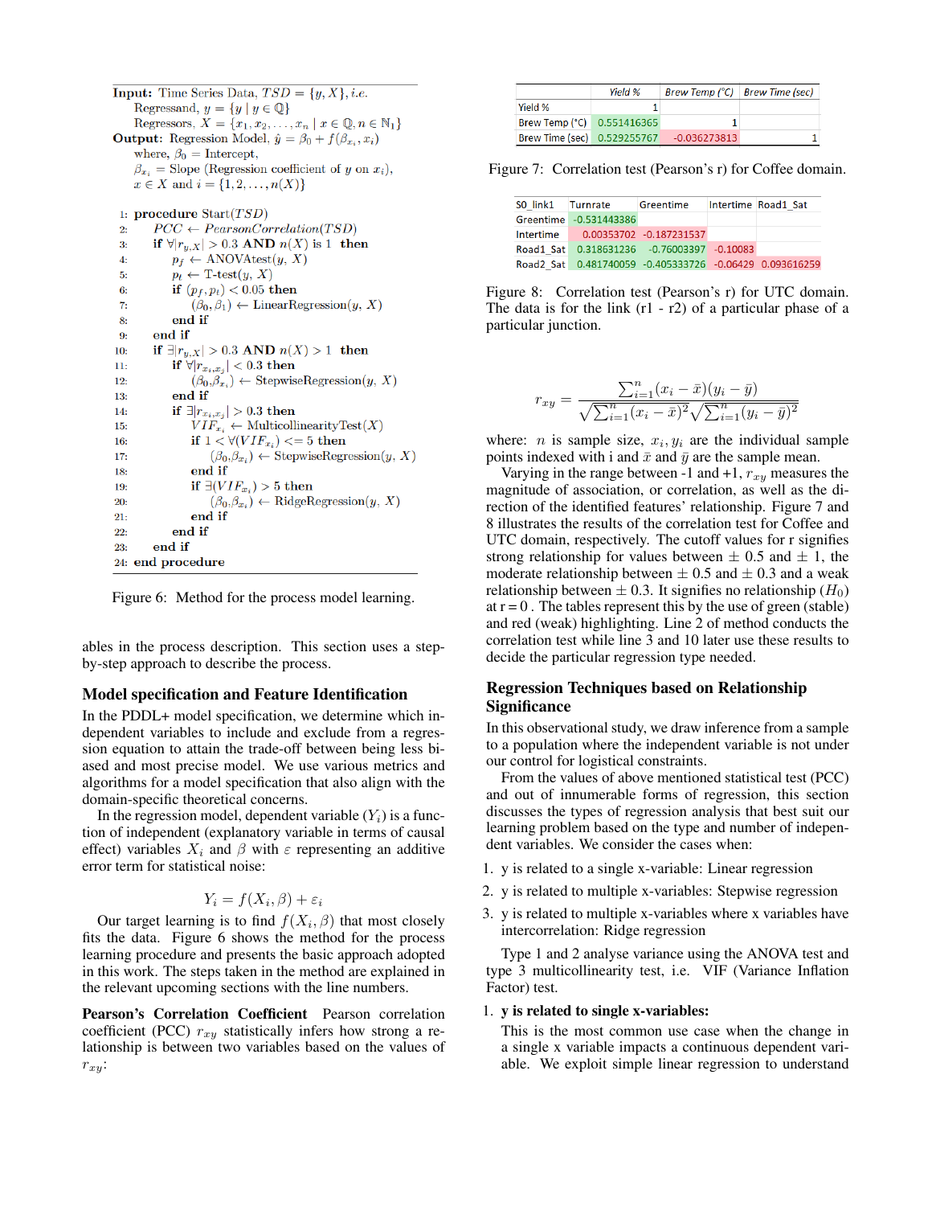```
Input: Time Series Data, TSD = {y, X}, i.e.
    Regressand, y = {y | y ∈ ℚ}
    Regressors, X = {x_1, x_2, ..., x_n | x ∈ ℚ, n ∈ ℕ_1}
Output: Regression Model, ŷ = β_0 + f(β_{x_i}, x_i)
    where, β_0 = Intercept,
    β_{x_i} = Slope (Regression coefficient of y on x_i),
    x ∈ X and i = {1, 2, ..., n(X)}

1:  procedure Start(TSD)
2:    PCC ← PearsonCorrelation(TSD)
3:    if ∀|r_{y,X}| > 0.3 AND n(X) is 1 then
4:      p_f ← ANOVAtest(y, X)
5:      p_t ← T-test(y, X)
6:      if (p_f, p_t) < 0.05 then
7:        (β_0, β_1) ← LinearRegression(y, X)
8:      end if
9:    end if
10:   if ∃|r_{y,X}| > 0.3 AND n(X) > 1 then
11:     if ∀|r_{x_i,x_j}| < 0.3 then
12:       (β_0, β_{x_i}) ← StepwiseRegression(y, X)
13:     end if
14:     if ∃|r_{x_i,x_j}| > 0.3 then
15:       VIF_{x_i} ← MulticollinearityTest(X)
16:       if 1 < ∀(VIF_{x_i}) <= 5 then
17:         (β_0, β_{x_i}) ← StepwiseRegression(y, X)
18:       end if
19:       if ∃(VIF_{x_i}) > 5 then
20:         (β_0, β_{x_i}) ← RidgeRegression(y, X)
21:       end if
22:     end if
23:   end if
24: end procedure
```

Figure 6: Method for the process model learning.

ables in the process description. This section uses a step-by-step approach to describe the process.

## Model specification and Feature Identification

In the PDDL+ model specification, we determine which independent variables to include and exclude from a regression equation to attain the trade-off between being less biased and most precise model. We use various metrics and algorithms for a model specification that also align with the domain-specific theoretical concerns.

In the regression model, dependent variable ($Y_i$) is a function of independent (explanatory variable in terms of causal effect) variables $X_i$ and $\beta$ with $\varepsilon$ representing an additive error term for statistical noise:

$$Y_i = f(X_i, \beta) + \varepsilon_i$$

Our target learning is to find $f(X_i, \beta)$ that most closely fits the data. Figure 6 shows the method for the process learning procedure and presents the basic approach adopted in this work. The steps taken in the method are explained in the relevant upcoming sections with the line numbers.

**Pearson's Correlation Coefficient** Pearson correlation coefficient (PCC) $r_{xy}$ statistically infers how strong a relationship is between two variables based on the values of $r_{xy}$:

| | Yield % | Brew Temp (°C) | Brew Time (sec) |
|---|---|---|---|
| Yield % | 1 | | |
| Brew Temp (°C) | 0.551416365 | 1 | |
| Brew Time (sec) | 0.529255767 | -0.036273813 | 1 |

Figure 7: Correlation test (Pearson's r) for Coffee domain.

| S0_link1 | Turnrate | Greentime | Intertime | Road1_Sat |
|---|---|---|---|---|
| Greentime | -0.531443386 | | | |
| Intertime | 0.00353702 | -0.187231537 | | |
| Road1_Sat | 0.318631236 | -0.76003397 | -0.10083 | |
| Road2_Sat | 0.481740059 | -0.405333726 | -0.06429 | 0.093616259 |

Figure 8: Correlation test (Pearson's r) for UTC domain. The data is for the link (r1 - r2) of a particular phase of a particular junction.

$$r_{xy} = \frac{\sum_{i=1}^{n}(x_i - \bar{x})(y_i - \bar{y})}{\sqrt{\sum_{i=1}^{n}(x_i - \bar{x})^2}\sqrt{\sum_{i=1}^{n}(y_i - \bar{y})^2}}$$

where: $n$ is sample size, $x_i, y_i$ are the individual sample points indexed with i and $\bar{x}$ and $\bar{y}$ are the sample mean.

Varying in the range between -1 and +1, $r_{xy}$ measures the magnitude of association, or correlation, as well as the direction of the identified features' relationship. Figure 7 and 8 illustrates the results of the correlation test for Coffee and UTC domain, respectively. The cutoff values for r signifies strong relationship for values between $\pm$ 0.5 and $\pm$ 1, the moderate relationship between $\pm$ 0.5 and $\pm$ 0.3 and a weak relationship between $\pm$ 0.3. It signifies no relationship ($H_0$) at r = 0. The tables represent this by the use of green (stable) and red (weak) highlighting. Line 2 of method conducts the correlation test while line 3 and 10 later use these results to decide the particular regression type needed.

## Regression Techniques based on Relationship Significance

In this observational study, we draw inference from a sample to a population where the independent variable is not under our control for logistical constraints.

From the values of above mentioned statistical test (PCC) and out of innumerable forms of regression, this section discusses the types of regression analysis that best suit our learning problem based on the type and number of independent variables. We consider the cases when:

1. y is related to a single x-variable: Linear regression
2. y is related to multiple x-variables: Stepwise regression
3. y is related to multiple x-variables where x variables have intercorrelation: Ridge regression

Type 1 and 2 analyse variance using the ANOVA test and type 3 multicollinearity test, i.e. VIF (Variance Inflation Factor) test.

1. **y is related to single x-variables:**
   This is the most common use case when the change in a single x variable impacts a continuous dependent variable. We exploit simple linear regression to understand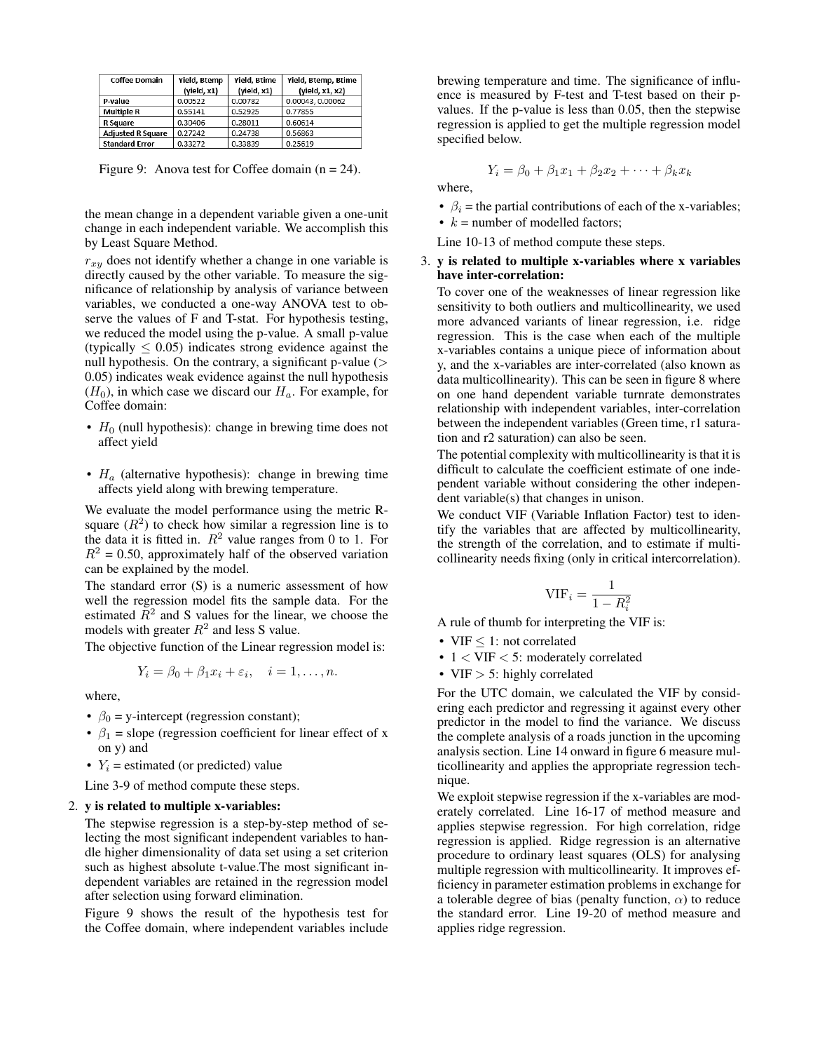| Coffee Domain | Yield, Btemp (yield, x1) | Yield, Btime (yield, x1) | Yield, Btemp, Btime (yield, x1, x2) |
| --- | --- | --- | --- |
| P-value | 0.00522 | 0.00782 | 0.00043, 0.00062 |
| Multiple R | 0.55141 | 0.52925 | 0.77855 |
| R Square | 0.30406 | 0.28011 | 0.60614 |
| Adjusted R Square | 0.27242 | 0.24738 | 0.56863 |
| Standard Error | 0.33272 | 0.33839 | 0.25619 |

Figure 9: Anova test for Coffee domain (n = 24).

the mean change in a dependent variable given a one-unit change in each independent variable. We accomplish this by Least Square Method.

$r_{xy}$ does not identify whether a change in one variable is directly caused by the other variable. To measure the significance of relationship by analysis of variance between variables, we conducted a one-way ANOVA test to observe the values of F and T-stat. For hypothesis testing, we reduced the model using the p-value. A small p-value (typically $\leq 0.05$) indicates strong evidence against the null hypothesis. On the contrary, a significant p-value ($> 0.05$) indicates weak evidence against the null hypothesis ($H_0$), in which case we discard our $H_a$. For example, for Coffee domain:

- $H_0$ (null hypothesis): change in brewing time does not affect yield

- $H_a$ (alternative hypothesis): change in brewing time affects yield along with brewing temperature.

We evaluate the model performance using the metric R-square ($R^2$) to check how similar a regression line is to the data it is fitted in. $R^2$ value ranges from 0 to 1. For $R^2$ = 0.50, approximately half of the observed variation can be explained by the model.

The standard error (S) is a numeric assessment of how well the regression model fits the sample data. For the estimated $R^2$ and S values for the linear, we choose the models with greater $R^2$ and less S value.

The objective function of the Linear regression model is:

$$Y_i = \beta_0 + \beta_1 x_i + \varepsilon_i, \quad i = 1, \ldots, n.$$

where,

- $\beta_0$ = y-intercept (regression constant);
- $\beta_1$ = slope (regression coefficient for linear effect of x on y) and
- $Y_i$ = estimated (or predicted) value

Line 3-9 of method compute these steps.

2. **y is related to multiple x-variables:**

The stepwise regression is a step-by-step method of selecting the most significant independent variables to handle higher dimensionality of data set using a set criterion such as highest absolute t-value.The most significant independent variables are retained in the regression model after selection using forward elimination.

Figure 9 shows the result of the hypothesis test for the Coffee domain, where independent variables include brewing temperature and time. The significance of influence is measured by F-test and T-test based on their p-values. If the p-value is less than 0.05, then the stepwise regression is applied to get the multiple regression model specified below.

$$Y_i = \beta_0 + \beta_1 x_1 + \beta_2 x_2 + \cdots + \beta_k x_k$$

where,

- $\beta_i$ = the partial contributions of each of the x-variables;
- $k$ = number of modelled factors;

Line 10-13 of method compute these steps.

3. **y is related to multiple x-variables where x variables have inter-correlation:**

To cover one of the weaknesses of linear regression like sensitivity to both outliers and multicollinearity, we used more advanced variants of linear regression, i.e. ridge regression. This is the case when each of the multiple x-variables contains a unique piece of information about y, and the x-variables are inter-correlated (also known as data multicollinearity). This can be seen in figure 8 where on one hand dependent variable turnrate demonstrates relationship with independent variables, inter-correlation between the independent variables (Green time, r1 saturation and r2 saturation) can also be seen.

The potential complexity with multicollinearity is that it is difficult to calculate the coefficient estimate of one independent variable without considering the other independent variable(s) that changes in unison.

We conduct VIF (Variable Inflation Factor) test to identify the variables that are affected by multicollinearity, the strength of the correlation, and to estimate if multicollinearity needs fixing (only in critical intercorrelation).

$$\text{VIF}_i = \frac{1}{1 - R_i^2}$$

A rule of thumb for interpreting the VIF is:

- VIF $\leq 1$: not correlated
- $1 <$ VIF $< 5$: moderately correlated
- VIF $> 5$: highly correlated

For the UTC domain, we calculated the VIF by considering each predictor and regressing it against every other predictor in the model to find the variance. We discuss the complete analysis of a roads junction in the upcoming analysis section. Line 14 onward in figure 6 measure multicollinearity and applies the appropriate regression technique.

We exploit stepwise regression if the x-variables are moderately correlated. Line 16-17 of method measure and applies stepwise regression. For high correlation, ridge regression is applied. Ridge regression is an alternative procedure to ordinary least squares (OLS) for analysing multiple regression with multicollinearity. It improves efficiency in parameter estimation problems in exchange for a tolerable degree of bias (penalty function, $\alpha$) to reduce the standard error. Line 19-20 of method measure and applies ridge regression.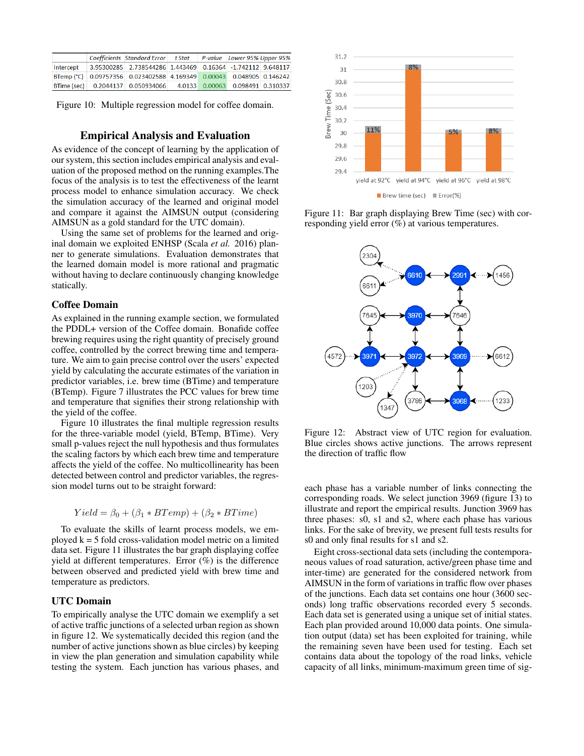|  | Coefficients | Standard Error | t Stat | P-value | Lower 95% | Upper 95% |
| --- | --- | --- | --- | --- | --- | --- |
| Intercept | 3.95300285 | 2.738544286 | 1.443469 | 0.16364 | -1.742112 | 9.648117 |
| BTemp (°C) | 0.09757356 | 0.023402588 | 4.169349 | 0.00043 | 0.048905 | 0.146242 |
| BTime (sec) | 0.2044137 | 0.050934066 | 4.0133 | 0.00063 | 0.098491 | 0.310337 |

Figure 10: Multiple regression model for coffee domain.

## Empirical Analysis and Evaluation

As evidence of the concept of learning by the application of our system, this section includes empirical analysis and evaluation of the proposed method on the running examples.The focus of the analysis is to test the effectiveness of the learnt process model to enhance simulation accuracy. We check the simulation accuracy of the learned and original model and compare it against the AIMSUN output (considering AIMSUN as a gold standard for the UTC domain).

Using the same set of problems for the learned and original domain we exploited ENHSP (Scala *et al.* 2016) planner to generate simulations. Evaluation demonstrates that the learned domain model is more rational and pragmatic without having to declare continuously changing knowledge statically.

### Coffee Domain

As explained in the running example section, we formulated the PDDL+ version of the Coffee domain. Bonafide coffee brewing requires using the right quantity of precisely ground coffee, controlled by the correct brewing time and temperature. We aim to gain precise control over the users' expected yield by calculating the accurate estimates of the variation in predictor variables, i.e. brew time (BTime) and temperature (BTemp). Figure 7 illustrates the PCC values for brew time and temperature that signifies their strong relationship with the yield of the coffee.

Figure 10 illustrates the final multiple regression results for the three-variable model (yield, BTemp, BTime). Very small p-values reject the null hypothesis and thus formulates the scaling factors by which each brew time and temperature affects the yield of the coffee. No multicollinearity has been detected between control and predictor variables, the regression model turns out to be straight forward:

$$Yield = \beta_0 + (\beta_1 * BTemp) + (\beta_2 * BTime)$$

To evaluate the skills of learnt process models, we employed k = 5 fold cross-validation model metric on a limited data set. Figure 11 illustrates the bar graph displaying coffee yield at different temperatures. Error (%) is the difference between observed and predicted yield with brew time and temperature as predictors.

### UTC Domain

To empirically analyse the UTC domain we exemplify a set of active traffic junctions of a selected urban region as shown in figure 12. We systematically decided this region (and the number of active junctions shown as blue circles) by keeping in view the plan generation and simulation capability while testing the system. Each junction has various phases, and each phase has a variable number of links connecting the corresponding roads. We select junction 3969 (figure 13) to illustrate and report the empirical results. Junction 3969 has three phases: s0, s1 and s2, where each phase has various links. For the sake of brevity, we present full tests results for s0 and only final results for s1 and s2.

Figure 11: Bar graph displaying Brew Time (sec) with corresponding yield error (%) at various temperatures.

Figure 12: Abstract view of UTC region for evaluation. Blue circles shows active junctions. The arrows represent the direction of traffic flow

Eight cross-sectional data sets (including the contemporaneous values of road saturation, active/green phase time and inter-time) are generated for the considered network from AIMSUN in the form of variations in traffic flow over phases of the junctions. Each data set contains one hour (3600 seconds) long traffic observations recorded every 5 seconds. Each data set is generated using a unique set of initial states. Each plan provided around 10,000 data points. One simulation output (data) set has been exploited for training, while the remaining seven have been used for testing. Each set contains data about the topology of the road links, vehicle capacity of all links, minimum-maximum green time of sig-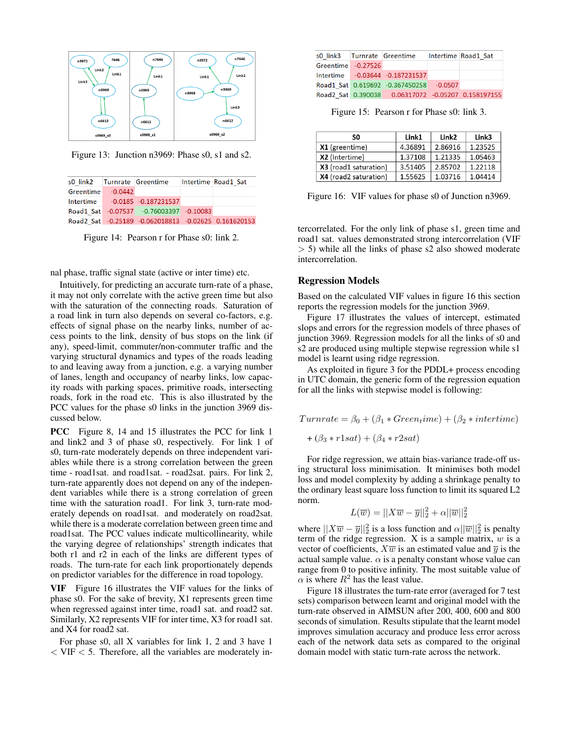Figure 13: Junction n3969: Phase s0, s1 and s2.

| s0_link2 | Turnrate | Greentime | Intertime | Road1_Sat |
|---|---|---|---|---|
| Greentime | -0.0442 | | | |
| Intertime | -0.0185 | -0.187231537 | | |
| Road1_Sat | -0.07537 | -0.76003397 | -0.10083 | |
| Road2_Sat | -0.25189 | -0.062018813 | -0.02625 | 0.161620153 |

Figure 14: Pearson r for Phase s0: link 2.

nal phase, traffic signal state (active or inter time) etc.

Intuitively, for predicting an accurate turn-rate of a phase, it may not only correlate with the active green time but also with the saturation of the connecting roads. Saturation of a road link in turn also depends on several co-factors, e.g. effects of signal phase on the nearby links, number of access points to the link, density of bus stops on the link (if any), speed-limit, commuter/non-commuter traffic and the varying structural dynamics and types of the roads leading to and leaving away from a junction, e.g. a varying number of lanes, length and occupancy of nearby links, low capacity roads with parking spaces, primitive roads, intersecting roads, fork in the road etc. This is also illustrated by the PCC values for the phase s0 links in the junction 3969 discussed below.

**PCC** Figure 8, 14 and 15 illustrates the PCC for link 1 and link2 and 3 of phase s0, respectively. For link 1 of s0, turn-rate moderately depends on three independent variables while there is a strong correlation between the green time - road1sat. and road1sat. - road2sat. pairs. For link 2, turn-rate apparently does not depend on any of the independent variables while there is a strong correlation of green time with the saturation road1. For link 3, turn-rate moderately depends on road1sat. and moderately on road2sat. while there is a moderate correlation between green time and road1sat. The PCC values indicate multicollinearity, while the varying degree of relationships' strength indicates that both r1 and r2 in each of the links are different types of roads. The turn-rate for each link proportionately depends on predictor variables for the difference in road topology.

**VIF** Figure 16 illustrates the VIF values for the links of phase s0. For the sake of brevity, X1 represents green time when regressed against inter time, road1 sat. and road2 sat. Similarly, X2 represents VIF for inter time, X3 for road1 sat. and X4 for road2 sat.

For phase s0, all X variables for link 1, 2 and 3 have 1 < VIF < 5. Therefore, all the variables are moderately intercorrelated. For the only link of phase s1, green time and road1 sat. values demonstrated strong intercorrelation (VIF > 5) while all the links of phase s2 also showed moderate intercorrelation.

| s0_link3 | Turnrate | Greentime | Intertime | Road1_Sat |
|---|---|---|---|---|
| Greentime | -0.27526 | | | |
| Intertime | -0.03644 | -0.187231537 | | |
| Road1_Sat | 0.619692 | -0.367450258 | -0.0507 | |
| Road2_Sat | 0.390038 | 0.06317072 | -0.05207 | 0.158197155 |

Figure 15: Pearson r for Phase s0: link 3.

| S0 | Link1 | Link2 | Link3 |
|---|---|---|---|
| **X1** (greentime) | 4.36891 | 2.86916 | 1.23525 |
| **X2** (Intertime) | 1.37108 | 1.21335 | 1.05463 |
| **X3** (road1 saturation) | 3.51405 | 2.85702 | 1.22118 |
| **X4** (road2 saturation) | 1.55625 | 1.03716 | 1.04414 |

Figure 16: VIF values for phase s0 of Junction n3969.

## Regression Models

Based on the calculated VIF values in figure 16 this section reports the regression models for the junction 3969.

Figure 17 illustrates the values of intercept, estimated slops and errors for the regression models of three phases of junction 3969. Regression models for all the links of s0 and s2 are produced using multiple stepwise regression while s1 model is learnt using ridge regression.

As exploited in figure 3 for the PDDL+ process encoding in UTC domain, the generic form of the regression equation for all the links with stepwise model is following:

$$Turnrate = \beta_0 + (\beta_1 * Green_time) + (\beta_2 * intertime)$$

$$+ (\beta_3 * r1sat) + (\beta_4 * r2sat)$$

For ridge regression, we attain bias-variance trade-off using structural loss minimisation. It minimises both model loss and model complexity by adding a shrinkage penalty to the ordinary least square loss function to limit its squared L2 norm.

$$L(\overline{w}) = ||X\overline{w} - \overline{y}||_2^2 + \alpha||\overline{w}||_2^2$$

where $||X\overline{w} - \overline{y}||_2^2$ is a loss function and $\alpha||\overline{w}||_2^2$ is penalty term of the ridge regression. X is a sample matrix, $w$ is a vector of coefficients, $X\overline{w}$ is an estimated value and $\overline{y}$ is the actual sample value. $\alpha$ is a penalty constant whose value can range from 0 to positive infinity. The most suitable value of $\alpha$ is where $R^2$ has the least value.

Figure 18 illustrates the turn-rate error (averaged for 7 test sets) comparison between learnt and original model with the turn-rate observed in AIMSUN after 200, 400, 600 and 800 seconds of simulation. Results stipulate that the learnt model improves simulation accuracy and produce less error across each of the network data sets as compared to the original domain model with static turn-rate across the network.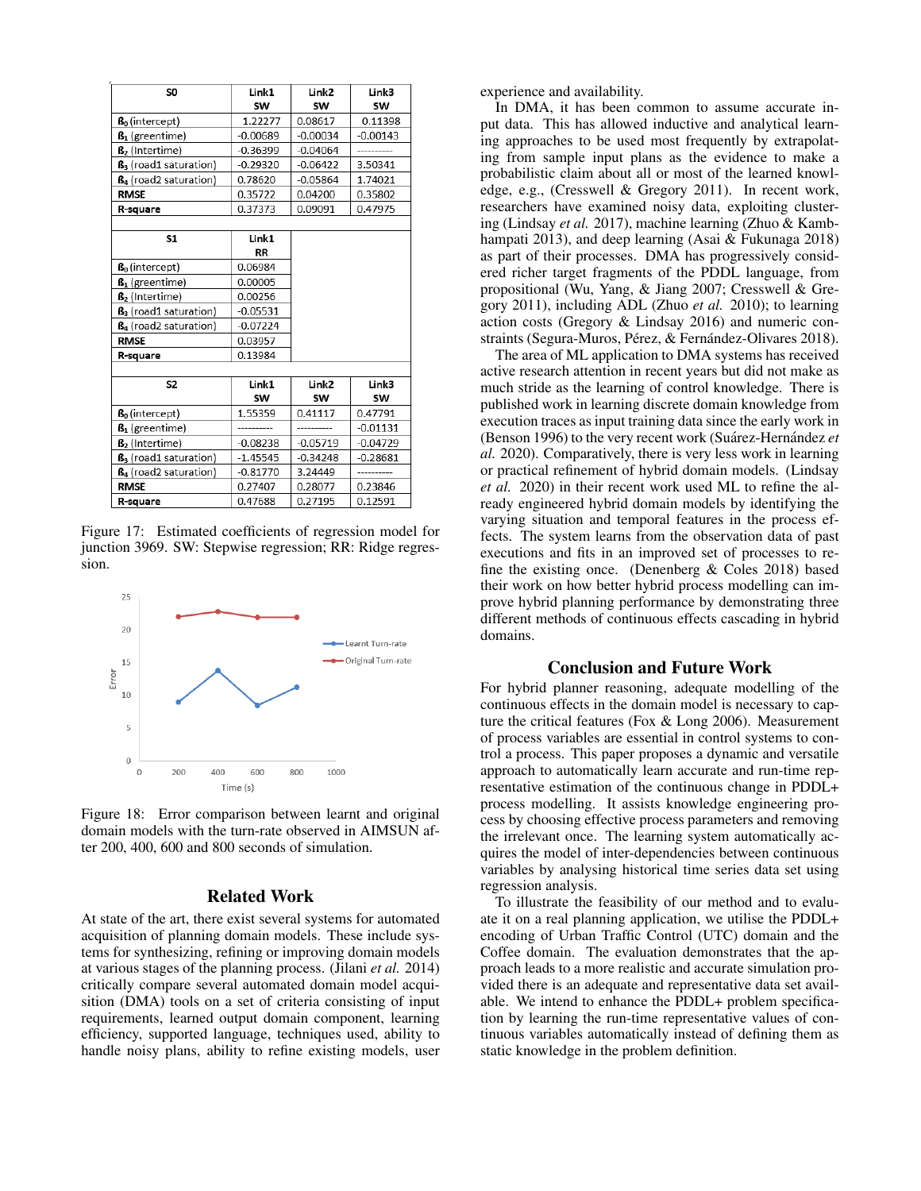| S0 | Link1 SW | Link2 SW | Link3 SW |
|---|---|---|---|
| $\beta_0$ (intercept) | 1.22277 | 0.08617 | 0.11398 |
| $\beta_1$ (greentime) | -0.00689 | -0.00034 | -0.00143 |
| $\beta_2$ (Intertime) | -0.36399 | -0.04064 | ---------- |
| $\beta_3$ (road1 saturation) | -0.29320 | -0.06422 | 3.50341 |
| $\beta_4$ (road2 saturation) | 0.78620 | -0.05864 | 1.74021 |
| **RMSE** | 0.35722 | 0.04200 | 0.35802 |
| **R-square** | 0.37373 | 0.09091 | 0.47975 |

| S1 | Link1 RR |
|---|---|
| $\beta_0$ (intercept) | 0.06984 |
| $\beta_1$ (greentime) | 0.00005 |
| $\beta_2$ (Intertime) | 0.00256 |
| $\beta_3$ (road1 saturation) | -0.05531 |
| $\beta_4$ (road2 saturation) | -0.07224 |
| **RMSE** | 0.03957 |
| **R-square** | 0.13984 |

| S2 | Link1 SW | Link2 SW | Link3 SW |
|---|---|---|---|
| $\beta_0$ (intercept) | 1.55359 | 0.41117 | 0.47791 |
| $\beta_1$ (greentime) | ---------- | ---------- | -0.01131 |
| $\beta_2$ (Intertime) | -0.08238 | -0.05719 | -0.04729 |
| $\beta_3$ (road1 saturation) | -1.45545 | -0.34248 | -0.28681 |
| $\beta_4$ (road2 saturation) | -0.81770 | 3.24449 | ---------- |
| **RMSE** | 0.27407 | 0.28077 | 0.23846 |
| **R-square** | 0.47688 | 0.27195 | 0.12591 |

Figure 17: Estimated coefficients of regression model for junction 3969. SW: Stepwise regression; RR: Ridge regression.

Figure 18: Error comparison between learnt and original domain models with the turn-rate observed in AIMSUN after 200, 400, 600 and 800 seconds of simulation.

## Related Work

At state of the art, there exist several systems for automated acquisition of planning domain models. These include systems for synthesizing, refining or improving domain models at various stages of the planning process. (Jilani *et al.* 2014) critically compare several automated domain model acquisition (DMA) tools on a set of criteria consisting of input requirements, learned output domain component, learning efficiency, supported language, techniques used, ability to handle noisy plans, ability to refine existing models, user experience and availability.

In DMA, it has been common to assume accurate input data. This has allowed inductive and analytical learning approaches to be used most frequently by extrapolating from sample input plans as the evidence to make a probabilistic claim about all or most of the learned knowledge, e.g., (Cresswell & Gregory 2011). In recent work, researchers have examined noisy data, exploiting clustering (Lindsay *et al.* 2017), machine learning (Zhuo & Kambhampati 2013), and deep learning (Asai & Fukunaga 2018) as part of their processes. DMA has progressively considered richer target fragments of the PDDL language, from propositional (Wu, Yang, & Jiang 2007; Cresswell & Gregory 2011), including ADL (Zhuo *et al.* 2010); to learning action costs (Gregory & Lindsay 2016) and numeric constraints (Segura-Muros, Pérez, & Fernández-Olivares 2018).

The area of ML application to DMA systems has received active research attention in recent years but did not make as much stride as the learning of control knowledge. There is published work in learning discrete domain knowledge from execution traces as input training data since the early work in (Benson 1996) to the very recent work (Suárez-Hernández *et al.* 2020). Comparatively, there is very less work in learning or practical refinement of hybrid domain models. (Lindsay *et al.* 2020) in their recent work used ML to refine the already engineered hybrid domain models by identifying the varying situation and temporal features in the process effects. The system learns from the observation data of past executions and fits in an improved set of processes to refine the existing once. (Denenberg & Coles 2018) based their work on how better hybrid process modelling can improve hybrid planning performance by demonstrating three different methods of continuous effects cascading in hybrid domains.

## Conclusion and Future Work

For hybrid planner reasoning, adequate modelling of the continuous effects in the domain model is necessary to capture the critical features (Fox & Long 2006). Measurement of process variables are essential in control systems to control a process. This paper proposes a dynamic and versatile approach to automatically learn accurate and run-time representative estimation of the continuous change in PDDL+ process modelling. It assists knowledge engineering process by choosing effective process parameters and removing the irrelevant once. The learning system automatically acquires the model of inter-dependencies between continuous variables by analysing historical time series data set using regression analysis.

To illustrate the feasibility of our method and to evaluate it on a real planning application, we utilise the PDDL+ encoding of Urban Traffic Control (UTC) domain and the Coffee domain. The evaluation demonstrates that the approach leads to a more realistic and accurate simulation provided there is an adequate and representative data set available. We intend to enhance the PDDL+ problem specification by learning the run-time representative values of continuous variables automatically instead of defining them as static knowledge in the problem definition.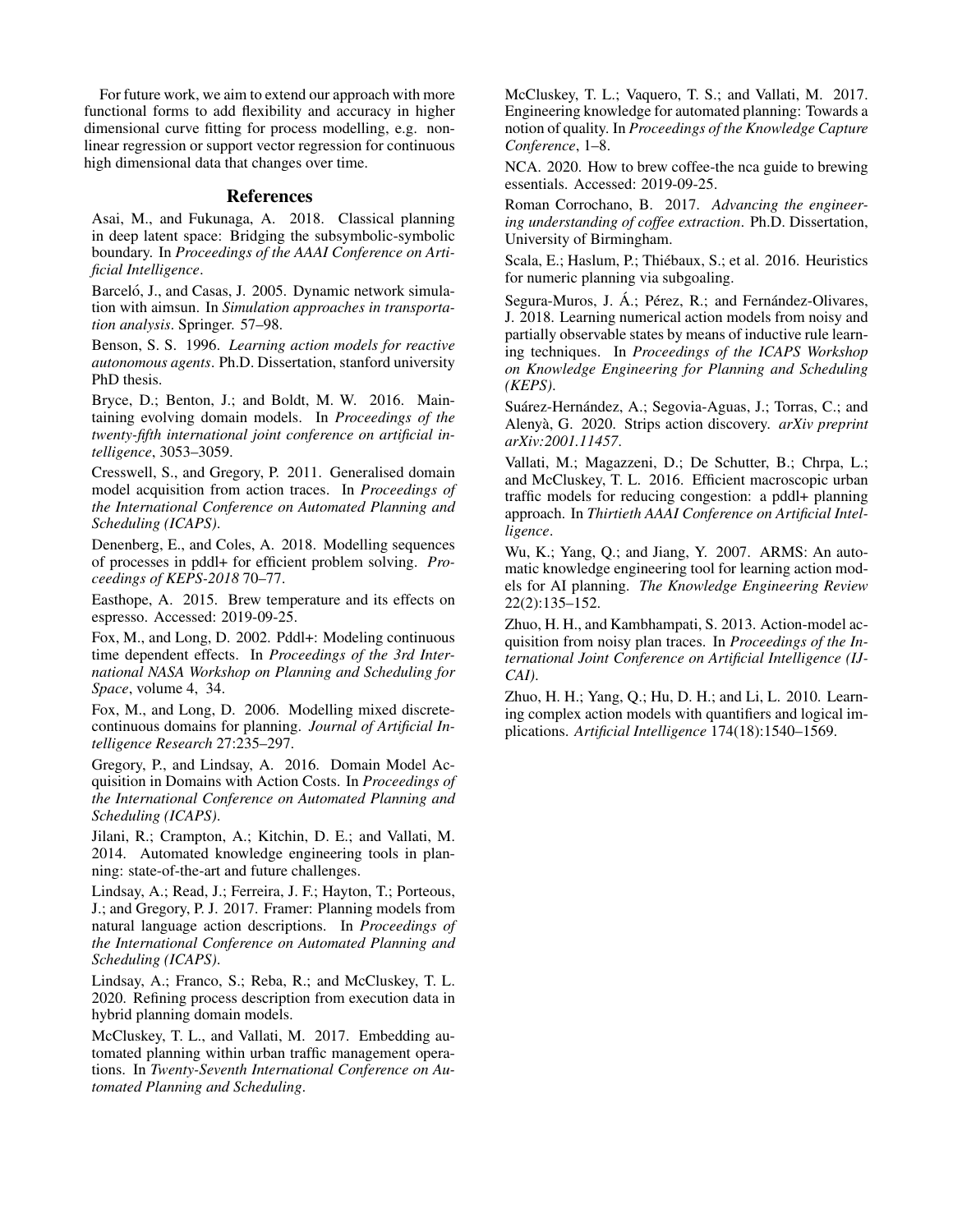For future work, we aim to extend our approach with more functional forms to add flexibility and accuracy in higher dimensional curve fitting for process modelling, e.g. non-linear regression or support vector regression for continuous high dimensional data that changes over time.

## References

Asai, M., and Fukunaga, A. 2018. Classical planning in deep latent space: Bridging the subsymbolic-symbolic boundary. In *Proceedings of the AAAI Conference on Artificial Intelligence*.

Barceló, J., and Casas, J. 2005. Dynamic network simulation with aimsun. In *Simulation approaches in transportation analysis*. Springer. 57–98.

Benson, S. S. 1996. *Learning action models for reactive autonomous agents*. Ph.D. Dissertation, stanford university PhD thesis.

Bryce, D.; Benton, J.; and Boldt, M. W. 2016. Maintaining evolving domain models. In *Proceedings of the twenty-fifth international joint conference on artificial intelligence*, 3053–3059.

Cresswell, S., and Gregory, P. 2011. Generalised domain model acquisition from action traces. In *Proceedings of the International Conference on Automated Planning and Scheduling (ICAPS)*.

Denenberg, E., and Coles, A. 2018. Modelling sequences of processes in pddl+ for efficient problem solving. *Proceedings of KEPS-2018* 70–77.

Easthope, A. 2015. Brew temperature and its effects on espresso. Accessed: 2019-09-25.

Fox, M., and Long, D. 2002. Pddl+: Modeling continuous time dependent effects. In *Proceedings of the 3rd International NASA Workshop on Planning and Scheduling for Space*, volume 4, 34.

Fox, M., and Long, D. 2006. Modelling mixed discrete-continuous domains for planning. *Journal of Artificial Intelligence Research* 27:235–297.

Gregory, P., and Lindsay, A. 2016. Domain Model Acquisition in Domains with Action Costs. In *Proceedings of the International Conference on Automated Planning and Scheduling (ICAPS)*.

Jilani, R.; Crampton, A.; Kitchin, D. E.; and Vallati, M. 2014. Automated knowledge engineering tools in planning: state-of-the-art and future challenges.

Lindsay, A.; Read, J.; Ferreira, J. F.; Hayton, T.; Porteous, J.; and Gregory, P. J. 2017. Framer: Planning models from natural language action descriptions. In *Proceedings of the International Conference on Automated Planning and Scheduling (ICAPS)*.

Lindsay, A.; Franco, S.; Reba, R.; and McCluskey, T. L. 2020. Refining process description from execution data in hybrid planning domain models.

McCluskey, T. L., and Vallati, M. 2017. Embedding automated planning within urban traffic management operations. In *Twenty-Seventh International Conference on Automated Planning and Scheduling*.

McCluskey, T. L.; Vaquero, T. S.; and Vallati, M. 2017. Engineering knowledge for automated planning: Towards a notion of quality. In *Proceedings of the Knowledge Capture Conference*, 1–8.

NCA. 2020. How to brew coffee-the nca guide to brewing essentials. Accessed: 2019-09-25.

Roman Corrochano, B. 2017. *Advancing the engineering understanding of coffee extraction*. Ph.D. Dissertation, University of Birmingham.

Scala, E.; Haslum, P.; Thiébaux, S.; et al. 2016. Heuristics for numeric planning via subgoaling.

Segura-Muros, J. Á.; Pérez, R.; and Fernández-Olivares, J. 2018. Learning numerical action models from noisy and partially observable states by means of inductive rule learning techniques. In *Proceedings of the ICAPS Workshop on Knowledge Engineering for Planning and Scheduling (KEPS)*.

Suárez-Hernández, A.; Segovia-Aguas, J.; Torras, C.; and Alenyà, G. 2020. Strips action discovery. *arXiv preprint arXiv:2001.11457*.

Vallati, M.; Magazzeni, D.; De Schutter, B.; Chrpa, L.; and McCluskey, T. L. 2016. Efficient macroscopic urban traffic models for reducing congestion: a pddl+ planning approach. In *Thirtieth AAAI Conference on Artificial Intelligence*.

Wu, K.; Yang, Q.; and Jiang, Y. 2007. ARMS: An automatic knowledge engineering tool for learning action models for AI planning. *The Knowledge Engineering Review* 22(2):135–152.

Zhuo, H. H., and Kambhampati, S. 2013. Action-model acquisition from noisy plan traces. In *Proceedings of the International Joint Conference on Artificial Intelligence (IJCAI)*.

Zhuo, H. H.; Yang, Q.; Hu, D. H.; and Li, L. 2010. Learning complex action models with quantifiers and logical implications. *Artificial Intelligence* 174(18):1540–1569.